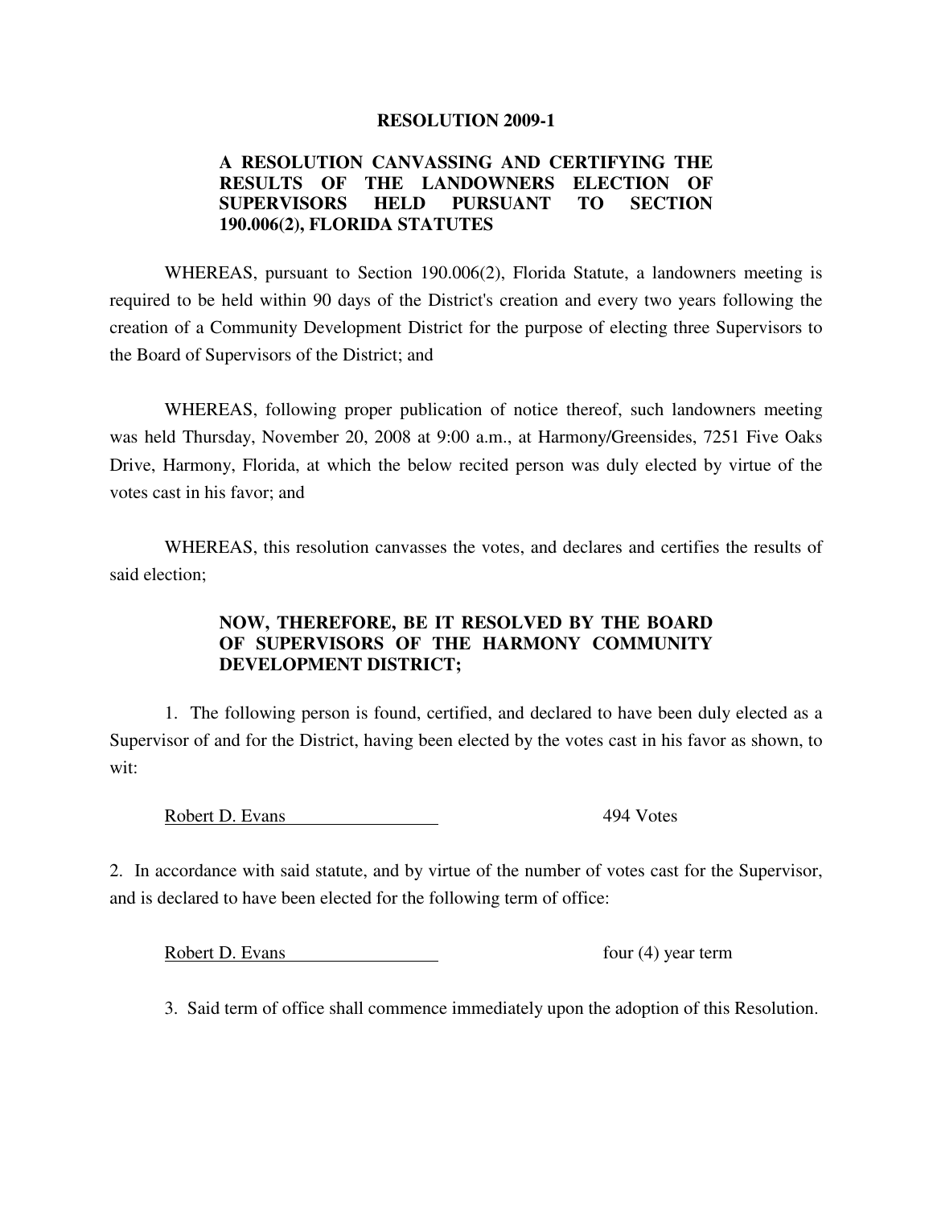# RESOLUTION 2009-1

**A RESOLUTION CANVASSING AND CERTIFYING THE RESULTS OF THE LANDOWNERS ELECTION OF SUPERVISORS HELD PURSUANT TO SECTION 190.006(2), FLORIDA STATUTES**

WHEREAS, pursuant to Section 190.006(2), Florida Statute, a landowners meeting is required to be held within 90 days of the District's creation and every two years following the creation of a Community Development District for the purpose of electing three Supervisors to the Board of Supervisors of the District; and

WHEREAS, following proper publication of notice thereof, such landowners meeting was held Thursday, November 20, 2008 at 9:00 a.m., at Harmony/Greensides, 7251 Five Oaks Drive, Harmony, Florida, at which the below recited person was duly elected by virtue of the votes cast in his favor; and

WHEREAS, this resolution canvasses the votes, and declares and certifies the results of said election;

**NOW, THEREFORE, BE IT RESOLVED BY THE BOARD OF SUPERVISORS OF THE HARMONY COMMUNITY DEVELOPMENT DISTRICT;**

1. The following person is found, certified, and declared to have been duly elected as a Supervisor of and for the District, having been elected by the votes cast in his favor as shown, to wit:

| Robert D. Evans | 494 Votes |
|---|---|

2. In accordance with said statute, and by virtue of the number of votes cast for the Supervisor, and is declared to have been elected for the following term of office:

| Robert D. Evans | four (4) year term |
|---|---|

3. Said term of office shall commence immediately upon the adoption of this Resolution.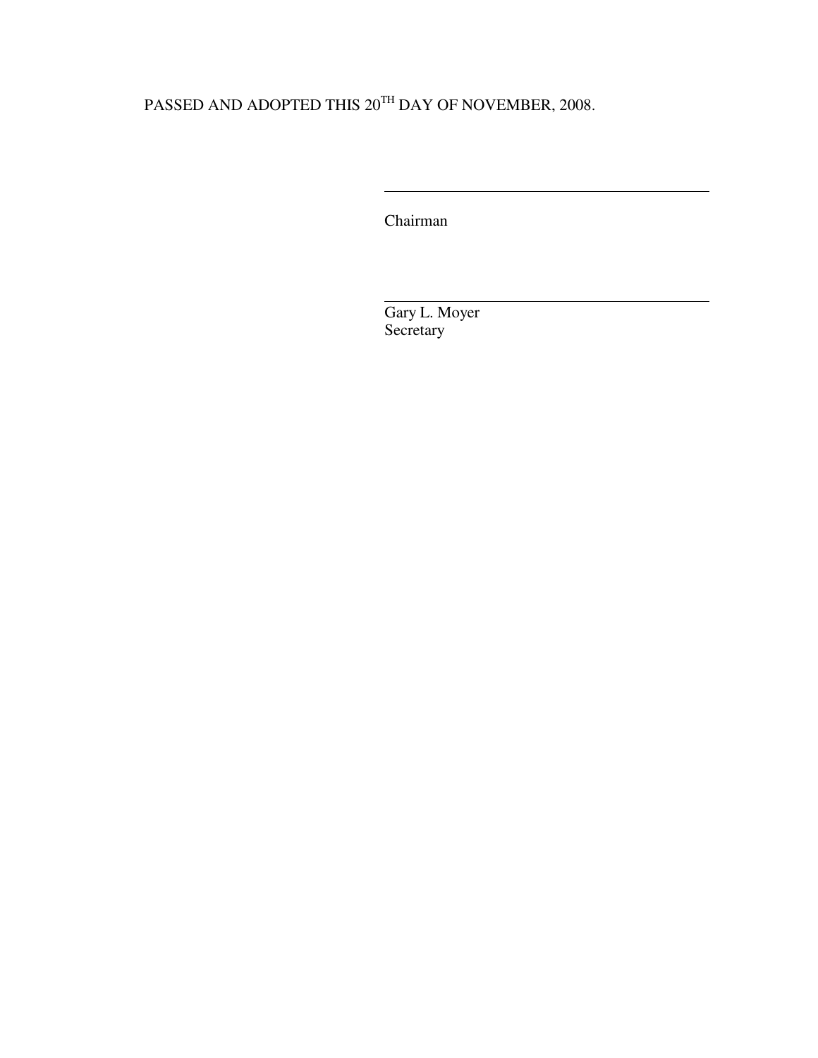PASSED AND ADOPTED THIS 20TH DAY OF NOVEMBER, 2008.

\_\_\_\_\_\_\_\_\_\_\_\_\_\_\_\_\_\_\_\_\_\_\_\_\_\_\_\_\_\_\_\_\_\_\_\_\_\_\_\_

Chairman

\_\_\_\_\_\_\_\_\_\_\_\_\_\_\_\_\_\_\_\_\_\_\_\_\_\_\_\_\_\_\_\_\_\_\_\_\_\_\_\_

Gary L. Moyer  
Secretary